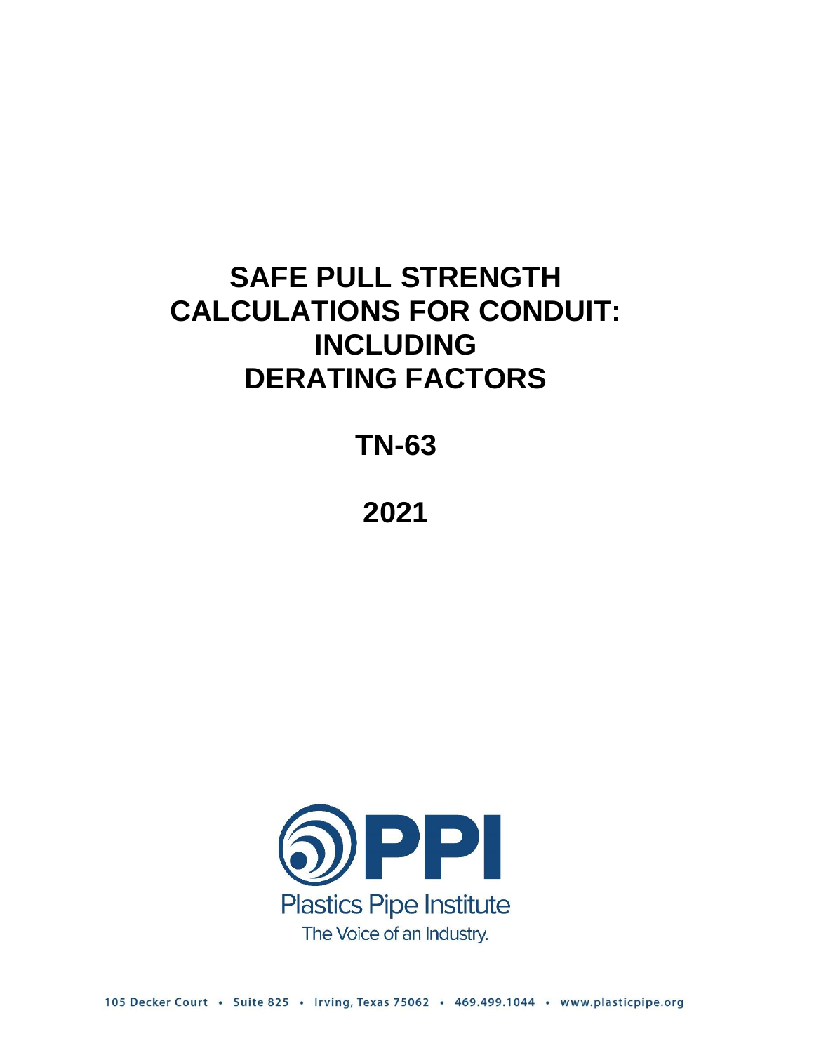# SAFE PULL STRENGTH CALCULATIONS FOR CONDUIT: INCLUDING DERATING FACTORS

## TN-63

## 2021

Plastics Pipe Institute

The Voice of an Industry.

105 Decker Court • Suite 825 • Irving, Texas 75062 • 469.499.1044 • www.plasticpipe.org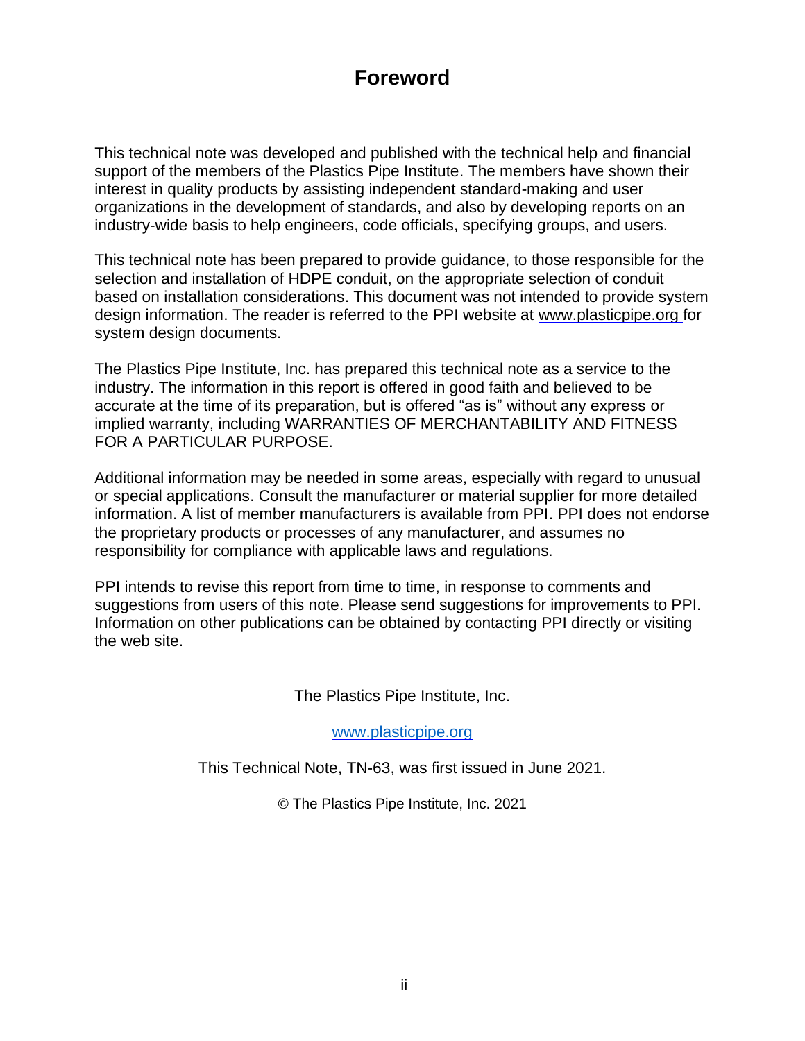# Foreword

This technical note was developed and published with the technical help and financial support of the members of the Plastics Pipe Institute. The members have shown their interest in quality products by assisting independent standard-making and user organizations in the development of standards, and also by developing reports on an industry-wide basis to help engineers, code officials, specifying groups, and users.

This technical note has been prepared to provide guidance, to those responsible for the selection and installation of HDPE conduit, on the appropriate selection of conduit based on installation considerations. This document was not intended to provide system design information. The reader is referred to the PPI website at www.plasticpipe.org for system design documents.

The Plastics Pipe Institute, Inc. has prepared this technical note as a service to the industry. The information in this report is offered in good faith and believed to be accurate at the time of its preparation, but is offered "as is" without any express or implied warranty, including WARRANTIES OF MERCHANTABILITY AND FITNESS FOR A PARTICULAR PURPOSE.

Additional information may be needed in some areas, especially with regard to unusual or special applications. Consult the manufacturer or material supplier for more detailed information. A list of member manufacturers is available from PPI. PPI does not endorse the proprietary products or processes of any manufacturer, and assumes no responsibility for compliance with applicable laws and regulations.

PPI intends to revise this report from time to time, in response to comments and suggestions from users of this note. Please send suggestions for improvements to PPI. Information on other publications can be obtained by contacting PPI directly or visiting the web site.

The Plastics Pipe Institute, Inc.

www.plasticpipe.org

This Technical Note, TN-63, was first issued in June 2021.

© The Plastics Pipe Institute, Inc. 2021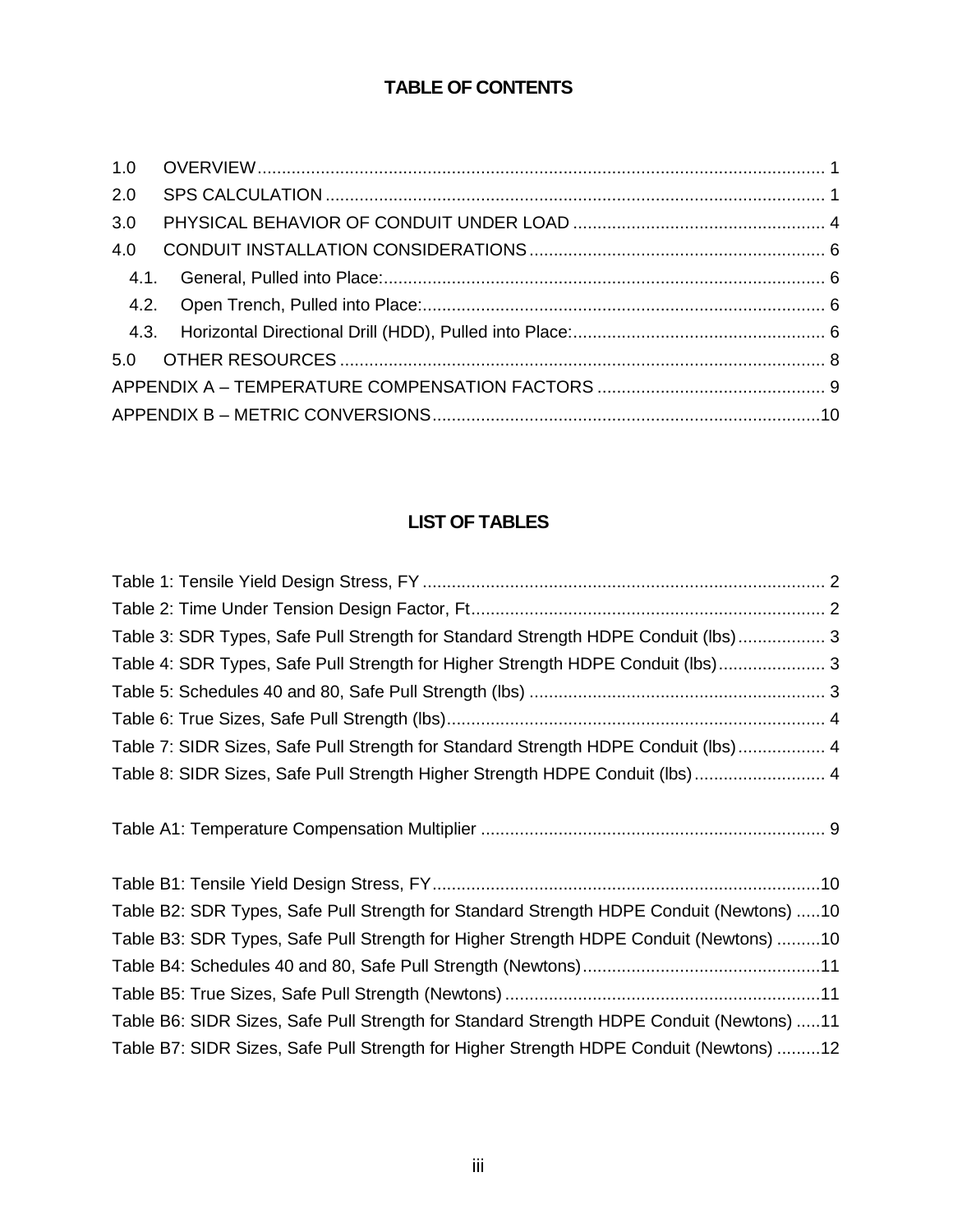# TABLE OF CONTENTS

1.0 OVERVIEW ..................................................................................................................... 1

2.0 SPS CALCULATION ...................................................................................................... 1

3.0 PHYSICAL BEHAVIOR OF CONDUIT UNDER LOAD .................................................... 4

4.0 CONDUIT INSTALLATION CONSIDERATIONS ............................................................ 6

- 4.1. General, Pulled into Place: .......................................................................................... 6
- 4.2. Open Trench, Pulled into Place: .................................................................................. 6
- 4.3. Horizontal Directional Drill (HDD), Pulled into Place: ................................................... 6

5.0 OTHER RESOURCES .................................................................................................... 8

APPENDIX A – TEMPERATURE COMPENSATION FACTORS .............................................. 9

APPENDIX B – METRIC CONVERSIONS ...............................................................................10

# LIST OF TABLES

Table 1: Tensile Yield Design Stress, FY .................................................................................. 2

Table 2: Time Under Tension Design Factor, Ft ........................................................................ 2

Table 3: SDR Types, Safe Pull Strength for Standard Strength HDPE Conduit (lbs) .................. 3

Table 4: SDR Types, Safe Pull Strength for Higher Strength HDPE Conduit (lbs) ...................... 3

Table 5: Schedules 40 and 80, Safe Pull Strength (lbs) ............................................................ 3

Table 6: True Sizes, Safe Pull Strength (lbs) ............................................................................. 4

Table 7: SIDR Sizes, Safe Pull Strength for Standard Strength HDPE Conduit (lbs) .................. 4

Table 8: SIDR Sizes, Safe Pull Strength Higher Strength HDPE Conduit (lbs) ........................... 4

Table A1: Temperature Compensation Multiplier ...................................................................... 9

Table B1: Tensile Yield Design Stress, FY ................................................................................10

Table B2: SDR Types, Safe Pull Strength for Standard Strength HDPE Conduit (Newtons) .....10

Table B3: SDR Types, Safe Pull Strength for Higher Strength HDPE Conduit (Newtons) .........10

Table B4: Schedules 40 and 80, Safe Pull Strength (Newtons) .................................................11

Table B5: True Sizes, Safe Pull Strength (Newtons) .................................................................11

Table B6: SIDR Sizes, Safe Pull Strength for Standard Strength HDPE Conduit (Newtons) .....11

Table B7: SIDR Sizes, Safe Pull Strength for Higher Strength HDPE Conduit (Newtons) .........12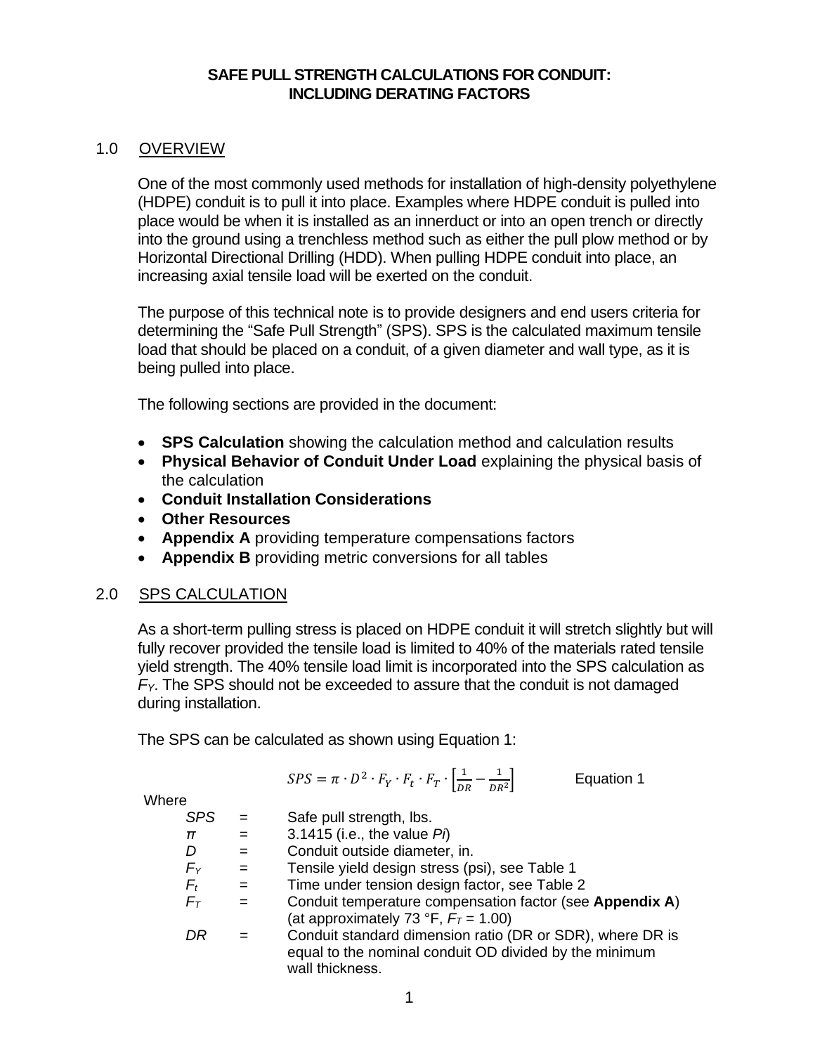# SAFE PULL STRENGTH CALCULATIONS FOR CONDUIT: INCLUDING DERATING FACTORS

## 1.0 OVERVIEW

One of the most commonly used methods for installation of high-density polyethylene (HDPE) conduit is to pull it into place. Examples where HDPE conduit is pulled into place would be when it is installed as an innerduct or into an open trench or directly into the ground using a trenchless method such as either the pull plow method or by Horizontal Directional Drilling (HDD). When pulling HDPE conduit into place, an increasing axial tensile load will be exerted on the conduit.

The purpose of this technical note is to provide designers and end users criteria for determining the "Safe Pull Strength" (SPS). SPS is the calculated maximum tensile load that should be placed on a conduit, of a given diameter and wall type, as it is being pulled into place.

The following sections are provided in the document:

- **SPS Calculation** showing the calculation method and calculation results
- **Physical Behavior of Conduit Under Load** explaining the physical basis of the calculation
- **Conduit Installation Considerations**
- **Other Resources**
- **Appendix A** providing temperature compensations factors
- **Appendix B** providing metric conversions for all tables

## 2.0 SPS CALCULATION

As a short-term pulling stress is placed on HDPE conduit it will stretch slightly but will fully recover provided the tensile load is limited to 40% of the materials rated tensile yield strength. The 40% tensile load limit is incorporated into the SPS calculation as $F_Y$. The SPS should not be exceeded to assure that the conduit is not damaged during installation.

The SPS can be calculated as shown using Equation 1:

$$SPS = \pi \cdot D^2 \cdot F_Y \cdot F_t \cdot F_T \cdot \left[\frac{1}{DR} - \frac{1}{DR^2}\right] \qquad \text{Equation 1}$$

Where

- $SPS$ = Safe pull strength, lbs.
- $\pi$ = 3.1415 (i.e., the value *Pi*)
- $D$ = Conduit outside diameter, in.
- $F_Y$ = Tensile yield design stress (psi), see Table 1
- $F_t$ = Time under tension design factor, see Table 2
- $F_T$ = Conduit temperature compensation factor (see **Appendix A**) (at approximately 73 °F, $F_T$ = 1.00)
- $DR$ = Conduit standard dimension ratio (DR or SDR), where DR is equal to the nominal conduit OD divided by the minimum wall thickness.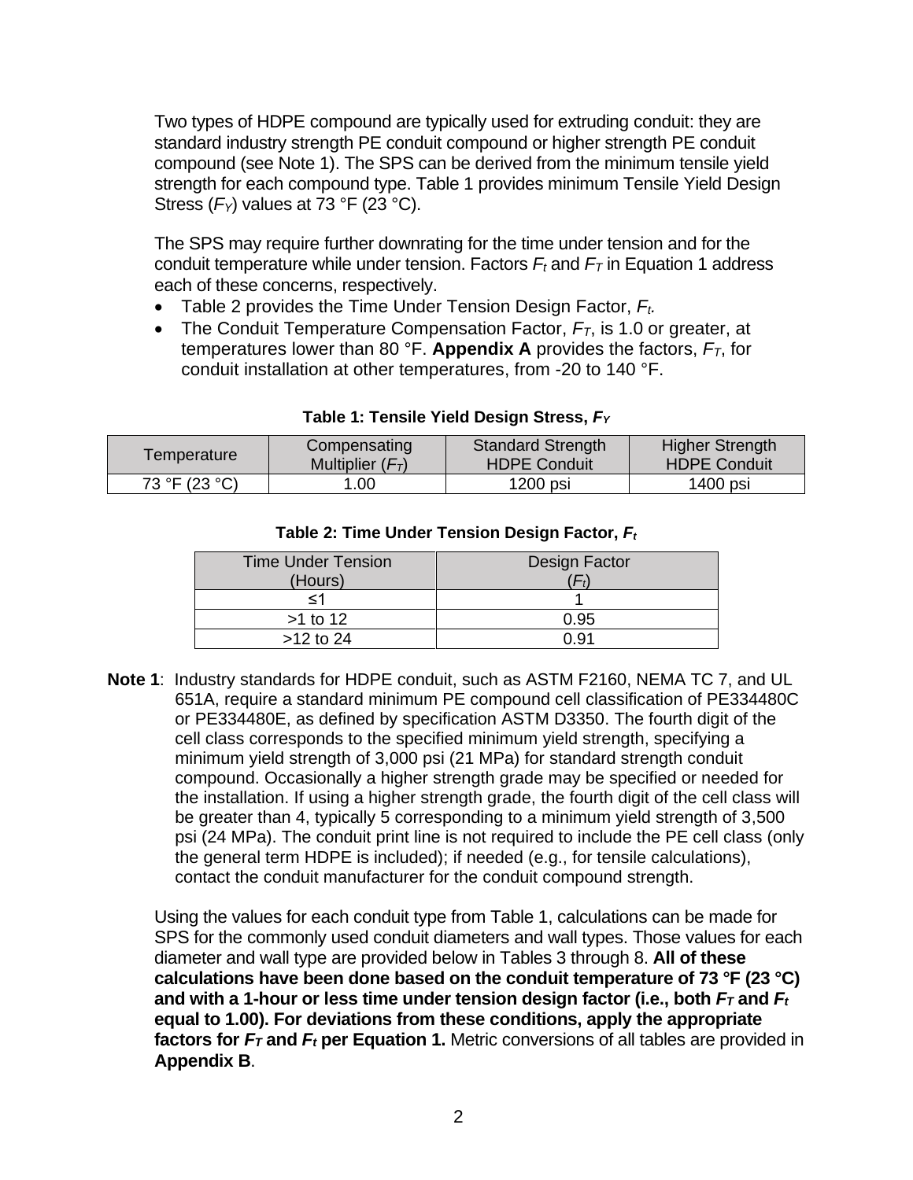Two types of HDPE compound are typically used for extruding conduit: they are standard industry strength PE conduit compound or higher strength PE conduit compound (see Note 1). The SPS can be derived from the minimum tensile yield strength for each compound type. Table 1 provides minimum Tensile Yield Design Stress ($F_Y$) values at 73 °F (23 °C).

The SPS may require further downrating for the time under tension and for the conduit temperature while under tension. Factors $F_t$ and $F_T$ in Equation 1 address each of these concerns, respectively.

- Table 2 provides the Time Under Tension Design Factor, $F_t$.
- The Conduit Temperature Compensation Factor, $F_T$, is 1.0 or greater, at temperatures lower than 80 °F. **Appendix A** provides the factors, $F_T$, for conduit installation at other temperatures, from -20 to 140 °F.

**Table 1: Tensile Yield Design Stress, $F_Y$**

| Temperature | Compensating Multiplier ($F_T$) | Standard Strength HDPE Conduit | Higher Strength HDPE Conduit |
| --- | --- | --- | --- |
| 73 °F (23 °C) | 1.00 | 1200 psi | 1400 psi |

**Table 2: Time Under Tension Design Factor, $F_t$**

| Time Under Tension (Hours) | Design Factor ($F_t$) |
| --- | --- |
| ≤1 | 1 |
| >1 to 12 | 0.95 |
| >12 to 24 | 0.91 |

**Note 1**: Industry standards for HDPE conduit, such as ASTM F2160, NEMA TC 7, and UL 651A, require a standard minimum PE compound cell classification of PE334480C or PE334480E, as defined by specification ASTM D3350. The fourth digit of the cell class corresponds to the specified minimum yield strength, specifying a minimum yield strength of 3,000 psi (21 MPa) for standard strength conduit compound. Occasionally a higher strength grade may be specified or needed for the installation. If using a higher strength grade, the fourth digit of the cell class will be greater than 4, typically 5 corresponding to a minimum yield strength of 3,500 psi (24 MPa). The conduit print line is not required to include the PE cell class (only the general term HDPE is included); if needed (e.g., for tensile calculations), contact the conduit manufacturer for the conduit compound strength.

Using the values for each conduit type from Table 1, calculations can be made for SPS for the commonly used conduit diameters and wall types. Those values for each diameter and wall type are provided below in Tables 3 through 8. **All of these calculations have been done based on the conduit temperature of 73 °F (23 °C) and with a 1-hour or less time under tension design factor (i.e., both $F_T$ and $F_t$ equal to 1.00). For deviations from these conditions, apply the appropriate factors for $F_T$ and $F_t$ per Equation 1.** Metric conversions of all tables are provided in **Appendix B**.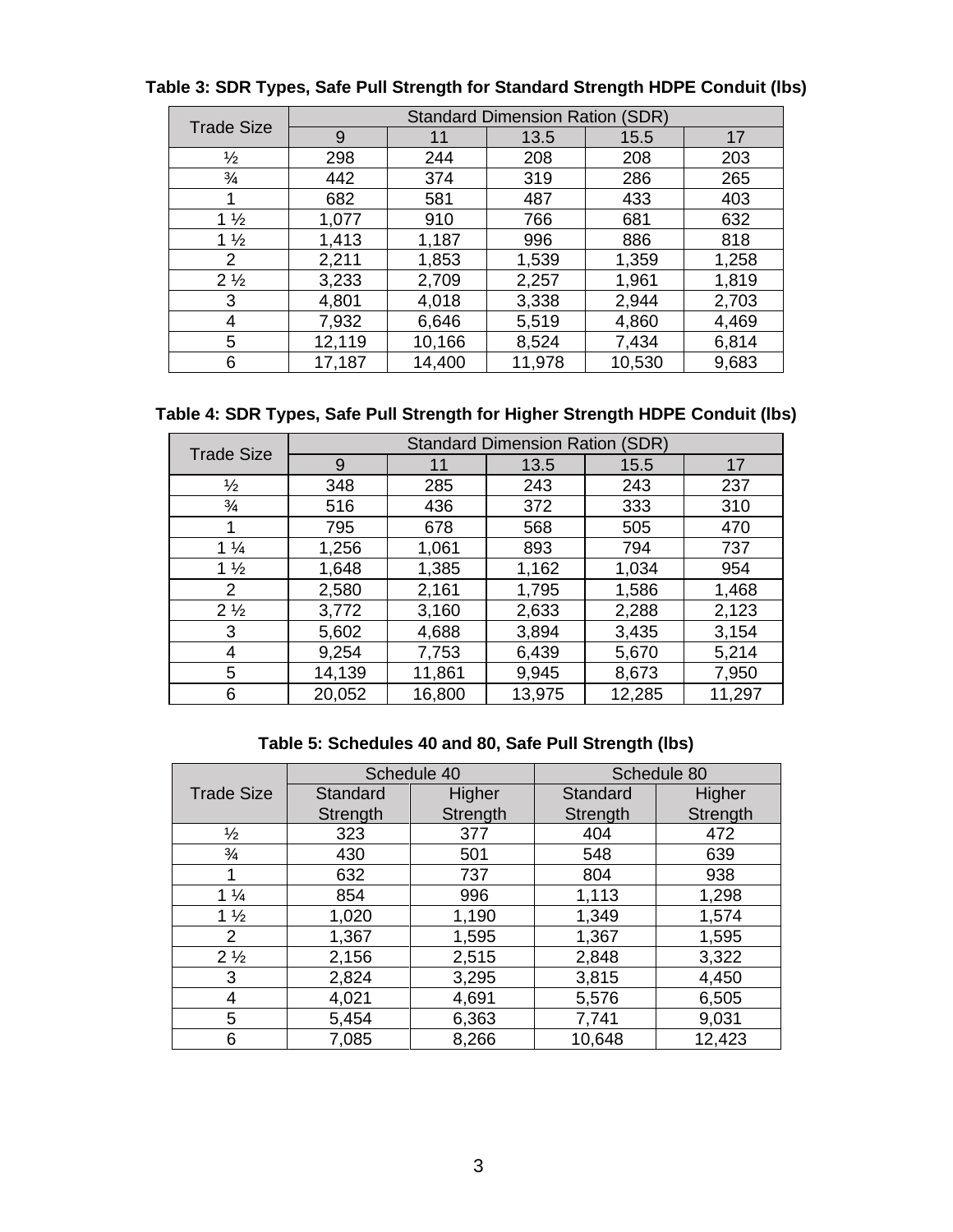**Table 3: SDR Types, Safe Pull Strength for Standard Strength HDPE Conduit (lbs)**

| Trade Size | Standard Dimension Ration (SDR) | | | | |
|---|---|---|---|---|---|
| | 9 | 11 | 13.5 | 15.5 | 17 |
| ½ | 298 | 244 | 208 | 208 | 203 |
| ¾ | 442 | 374 | 319 | 286 | 265 |
| 1 | 682 | 581 | 487 | 433 | 403 |
| 1 ½ | 1,077 | 910 | 766 | 681 | 632 |
| 1 ½ | 1,413 | 1,187 | 996 | 886 | 818 |
| 2 | 2,211 | 1,853 | 1,539 | 1,359 | 1,258 |
| 2 ½ | 3,233 | 2,709 | 2,257 | 1,961 | 1,819 |
| 3 | 4,801 | 4,018 | 3,338 | 2,944 | 2,703 |
| 4 | 7,932 | 6,646 | 5,519 | 4,860 | 4,469 |
| 5 | 12,119 | 10,166 | 8,524 | 7,434 | 6,814 |
| 6 | 17,187 | 14,400 | 11,978 | 10,530 | 9,683 |

**Table 4: SDR Types, Safe Pull Strength for Higher Strength HDPE Conduit (lbs)**

| Trade Size | Standard Dimension Ration (SDR) | | | | |
|---|---|---|---|---|---|
| | 9 | 11 | 13.5 | 15.5 | 17 |
| ½ | 348 | 285 | 243 | 243 | 237 |
| ¾ | 516 | 436 | 372 | 333 | 310 |
| 1 | 795 | 678 | 568 | 505 | 470 |
| 1 ¼ | 1,256 | 1,061 | 893 | 794 | 737 |
| 1 ½ | 1,648 | 1,385 | 1,162 | 1,034 | 954 |
| 2 | 2,580 | 2,161 | 1,795 | 1,586 | 1,468 |
| 2 ½ | 3,772 | 3,160 | 2,633 | 2,288 | 2,123 |
| 3 | 5,602 | 4,688 | 3,894 | 3,435 | 3,154 |
| 4 | 9,254 | 7,753 | 6,439 | 5,670 | 5,214 |
| 5 | 14,139 | 11,861 | 9,945 | 8,673 | 7,950 |
| 6 | 20,052 | 16,800 | 13,975 | 12,285 | 11,297 |

**Table 5: Schedules 40 and 80, Safe Pull Strength (lbs)**

| Trade Size | Schedule 40 | | Schedule 80 | |
|---|---|---|---|---|
| | Standard Strength | Higher Strength | Standard Strength | Higher Strength |
| ½ | 323 | 377 | 404 | 472 |
| ¾ | 430 | 501 | 548 | 639 |
| 1 | 632 | 737 | 804 | 938 |
| 1 ¼ | 854 | 996 | 1,113 | 1,298 |
| 1 ½ | 1,020 | 1,190 | 1,349 | 1,574 |
| 2 | 1,367 | 1,595 | 1,367 | 1,595 |
| 2 ½ | 2,156 | 2,515 | 2,848 | 3,322 |
| 3 | 2,824 | 3,295 | 3,815 | 4,450 |
| 4 | 4,021 | 4,691 | 5,576 | 6,505 |
| 5 | 5,454 | 6,363 | 7,741 | 9,031 |
| 6 | 7,085 | 8,266 | 10,648 | 12,423 |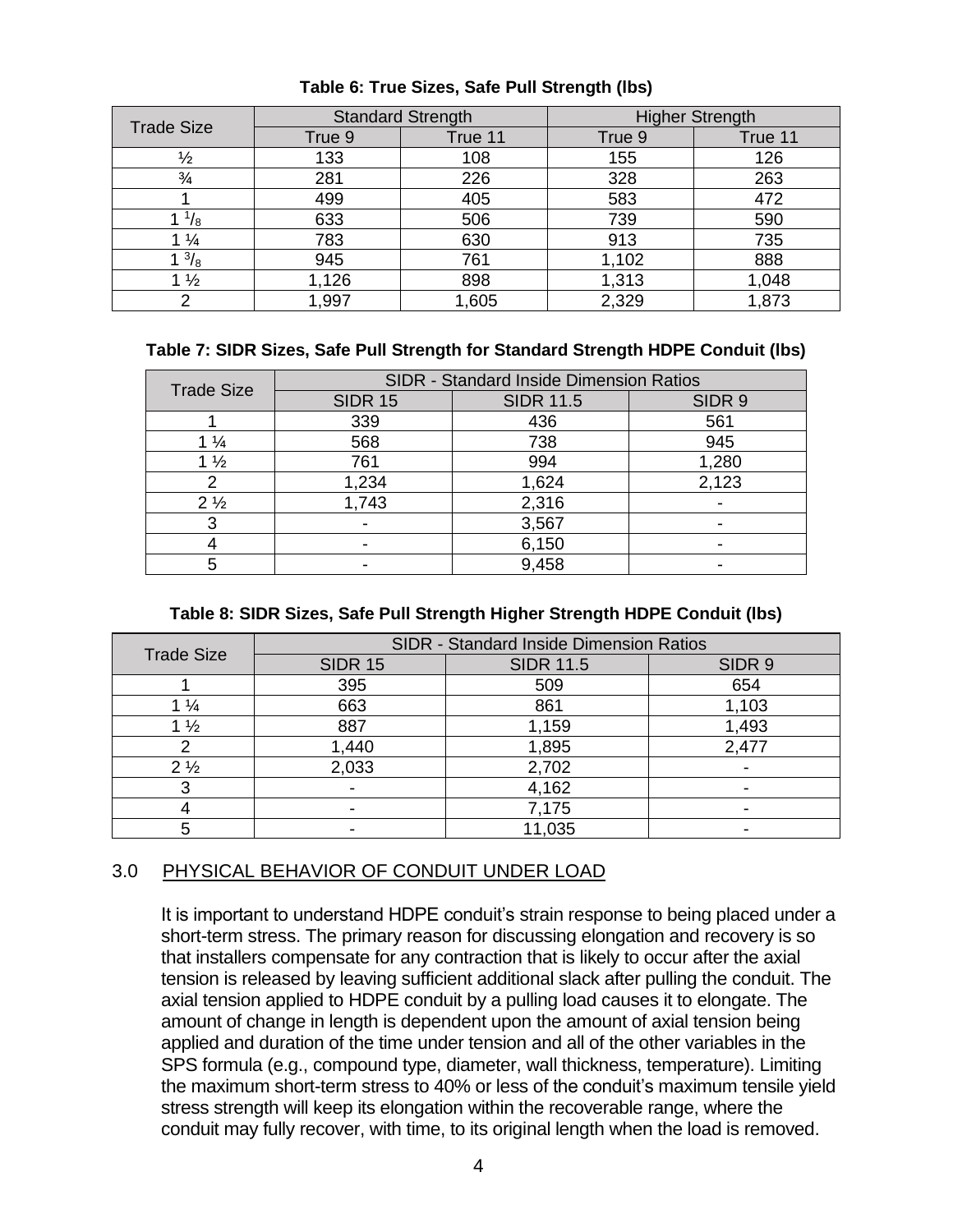**Table 6: True Sizes, Safe Pull Strength (lbs)**

| Trade Size | Standard Strength | | Higher Strength | |
|---|---|---|---|---|
| | True 9 | True 11 | True 9 | True 11 |
| ½ | 133 | 108 | 155 | 126 |
| ¾ | 281 | 226 | 328 | 263 |
| 1 | 499 | 405 | 583 | 472 |
| 1 $^{1}/_{8}$ | 633 | 506 | 739 | 590 |
| 1 ¼ | 783 | 630 | 913 | 735 |
| 1 $^{3}/_{8}$ | 945 | 761 | 1,102 | 888 |
| 1 ½ | 1,126 | 898 | 1,313 | 1,048 |
| 2 | 1,997 | 1,605 | 2,329 | 1,873 |

**Table 7: SIDR Sizes, Safe Pull Strength for Standard Strength HDPE Conduit (lbs)**

| Trade Size | SIDR - Standard Inside Dimension Ratios | | |
|---|---|---|---|
| | SIDR 15 | SIDR 11.5 | SIDR 9 |
| 1 | 339 | 436 | 561 |
| 1 ¼ | 568 | 738 | 945 |
| 1 ½ | 761 | 994 | 1,280 |
| 2 | 1,234 | 1,624 | 2,123 |
| 2 ½ | 1,743 | 2,316 | - |
| 3 | - | 3,567 | - |
| 4 | - | 6,150 | - |
| 5 | - | 9,458 | - |

**Table 8: SIDR Sizes, Safe Pull Strength Higher Strength HDPE Conduit (lbs)**

| Trade Size | SIDR - Standard Inside Dimension Ratios | | |
|---|---|---|---|
| | SIDR 15 | SIDR 11.5 | SIDR 9 |
| 1 | 395 | 509 | 654 |
| 1 ¼ | 663 | 861 | 1,103 |
| 1 ½ | 887 | 1,159 | 1,493 |
| 2 | 1,440 | 1,895 | 2,477 |
| 2 ½ | 2,033 | 2,702 | - |
| 3 | - | 4,162 | - |
| 4 | - | 7,175 | - |
| 5 | - | 11,035 | - |

## 3.0 PHYSICAL BEHAVIOR OF CONDUIT UNDER LOAD

It is important to understand HDPE conduit's strain response to being placed under a short-term stress. The primary reason for discussing elongation and recovery is so that installers compensate for any contraction that is likely to occur after the axial tension is released by leaving sufficient additional slack after pulling the conduit. The axial tension applied to HDPE conduit by a pulling load causes it to elongate. The amount of change in length is dependent upon the amount of axial tension being applied and duration of the time under tension and all of the other variables in the SPS formula (e.g., compound type, diameter, wall thickness, temperature). Limiting the maximum short-term stress to 40% or less of the conduit's maximum tensile yield stress strength will keep its elongation within the recoverable range, where the conduit may fully recover, with time, to its original length when the load is removed.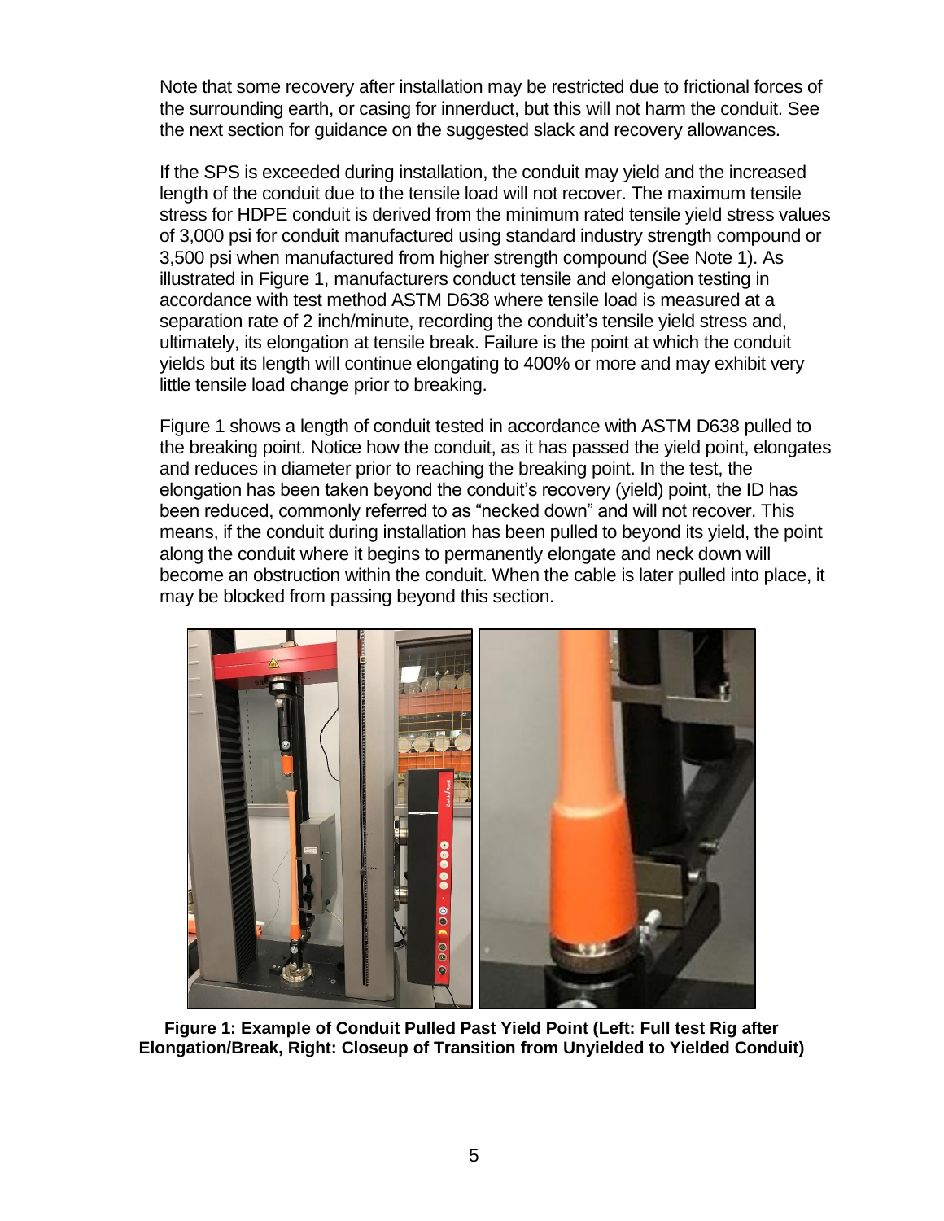Note that some recovery after installation may be restricted due to frictional forces of the surrounding earth, or casing for innerduct, but this will not harm the conduit. See the next section for guidance on the suggested slack and recovery allowances.

If the SPS is exceeded during installation, the conduit may yield and the increased length of the conduit due to the tensile load will not recover. The maximum tensile stress for HDPE conduit is derived from the minimum rated tensile yield stress values of 3,000 psi for conduit manufactured using standard industry strength compound or 3,500 psi when manufactured from higher strength compound (See Note 1). As illustrated in Figure 1, manufacturers conduct tensile and elongation testing in accordance with test method ASTM D638 where tensile load is measured at a separation rate of 2 inch/minute, recording the conduit's tensile yield stress and, ultimately, its elongation at tensile break. Failure is the point at which the conduit yields but its length will continue elongating to 400% or more and may exhibit very little tensile load change prior to breaking.

Figure 1 shows a length of conduit tested in accordance with ASTM D638 pulled to the breaking point. Notice how the conduit, as it has passed the yield point, elongates and reduces in diameter prior to reaching the breaking point. In the test, the elongation has been taken beyond the conduit's recovery (yield) point, the ID has been reduced, commonly referred to as "necked down" and will not recover. This means, if the conduit during installation has been pulled to beyond its yield, the point along the conduit where it begins to permanently elongate and neck down will become an obstruction within the conduit. When the cable is later pulled into place, it may be blocked from passing beyond this section.

**Figure 1: Example of Conduit Pulled Past Yield Point (Left: Full test Rig after Elongation/Break, Right: Closeup of Transition from Unyielded to Yielded Conduit)**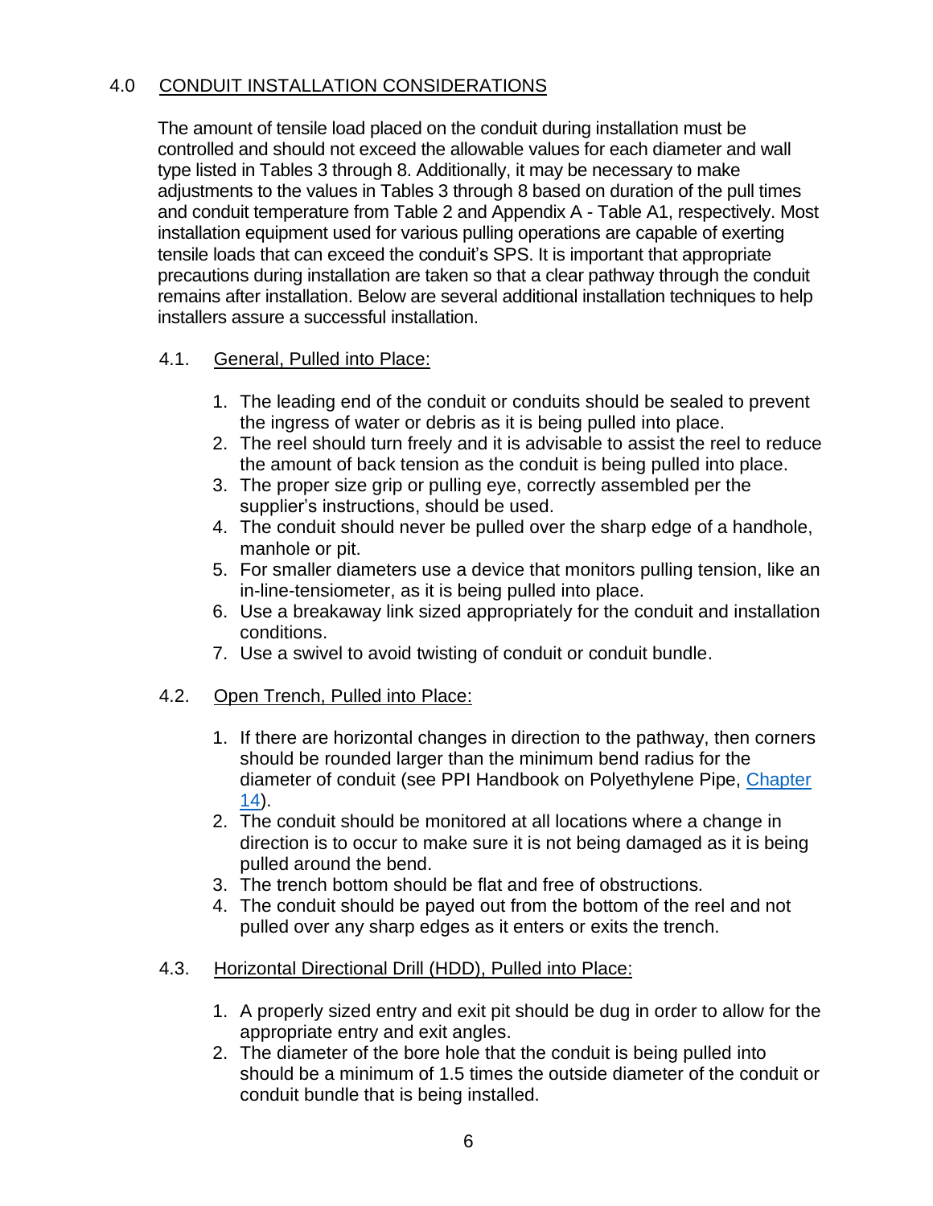## 4.0 CONDUIT INSTALLATION CONSIDERATIONS

The amount of tensile load placed on the conduit during installation must be controlled and should not exceed the allowable values for each diameter and wall type listed in Tables 3 through 8. Additionally, it may be necessary to make adjustments to the values in Tables 3 through 8 based on duration of the pull times and conduit temperature from Table 2 and Appendix A - Table A1, respectively. Most installation equipment used for various pulling operations are capable of exerting tensile loads that can exceed the conduit's SPS. It is important that appropriate precautions during installation are taken so that a clear pathway through the conduit remains after installation. Below are several additional installation techniques to help installers assure a successful installation.

### 4.1. General, Pulled into Place:

1. The leading end of the conduit or conduits should be sealed to prevent the ingress of water or debris as it is being pulled into place.
2. The reel should turn freely and it is advisable to assist the reel to reduce the amount of back tension as the conduit is being pulled into place.
3. The proper size grip or pulling eye, correctly assembled per the supplier's instructions, should be used.
4. The conduit should never be pulled over the sharp edge of a handhole, manhole or pit.
5. For smaller diameters use a device that monitors pulling tension, like an in-line-tensiometer, as it is being pulled into place.
6. Use a breakaway link sized appropriately for the conduit and installation conditions.
7. Use a swivel to avoid twisting of conduit or conduit bundle.

### 4.2. Open Trench, Pulled into Place:

1. If there are horizontal changes in direction to the pathway, then corners should be rounded larger than the minimum bend radius for the diameter of conduit (see PPI Handbook on Polyethylene Pipe, Chapter 14).
2. The conduit should be monitored at all locations where a change in direction is to occur to make sure it is not being damaged as it is being pulled around the bend.
3. The trench bottom should be flat and free of obstructions.
4. The conduit should be payed out from the bottom of the reel and not pulled over any sharp edges as it enters or exits the trench.

### 4.3. Horizontal Directional Drill (HDD), Pulled into Place:

1. A properly sized entry and exit pit should be dug in order to allow for the appropriate entry and exit angles.
2. The diameter of the bore hole that the conduit is being pulled into should be a minimum of 1.5 times the outside diameter of the conduit or conduit bundle that is being installed.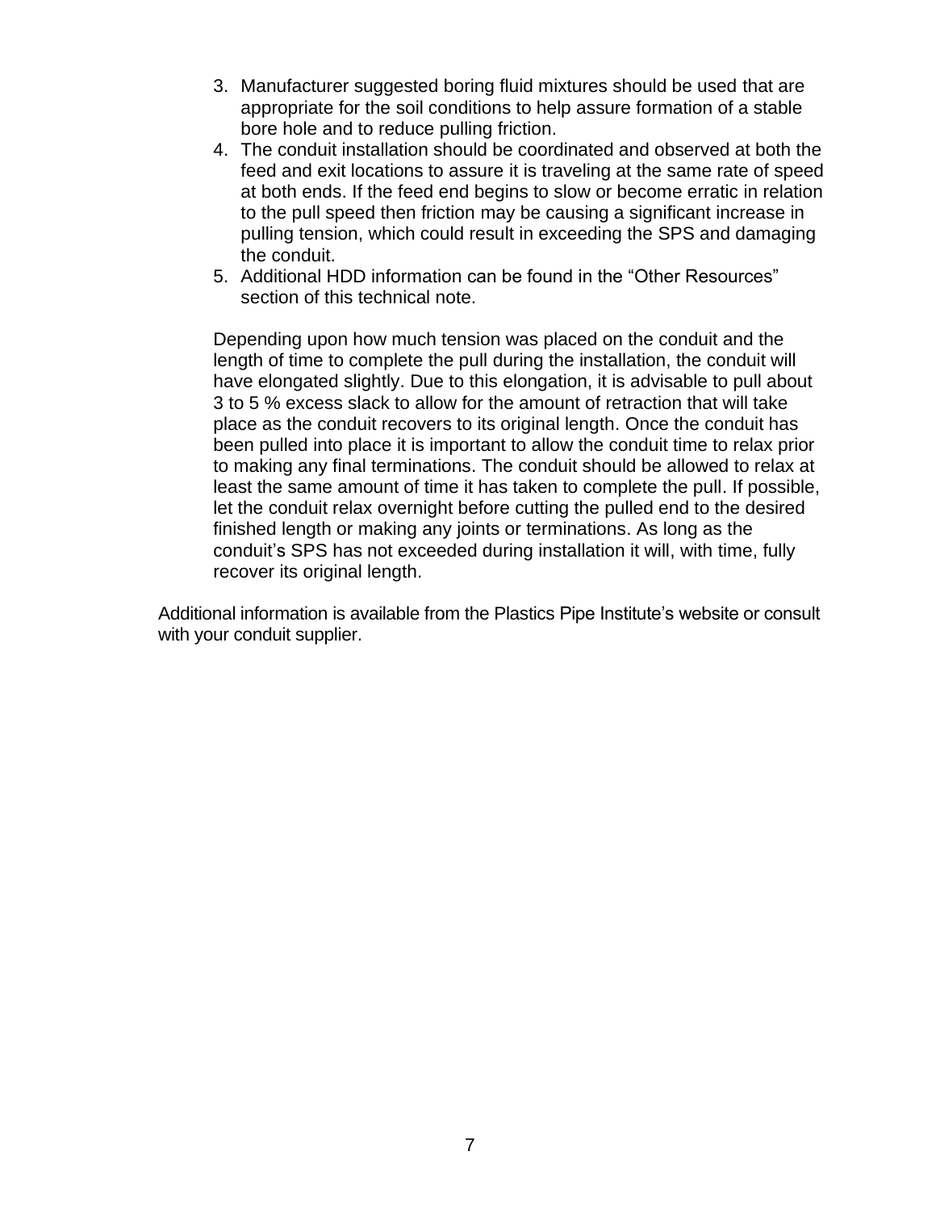3. Manufacturer suggested boring fluid mixtures should be used that are appropriate for the soil conditions to help assure formation of a stable bore hole and to reduce pulling friction.
4. The conduit installation should be coordinated and observed at both the feed and exit locations to assure it is traveling at the same rate of speed at both ends. If the feed end begins to slow or become erratic in relation to the pull speed then friction may be causing a significant increase in pulling tension, which could result in exceeding the SPS and damaging the conduit.
5. Additional HDD information can be found in the "Other Resources" section of this technical note.

Depending upon how much tension was placed on the conduit and the length of time to complete the pull during the installation, the conduit will have elongated slightly. Due to this elongation, it is advisable to pull about 3 to 5 % excess slack to allow for the amount of retraction that will take place as the conduit recovers to its original length. Once the conduit has been pulled into place it is important to allow the conduit time to relax prior to making any final terminations. The conduit should be allowed to relax at least the same amount of time it has taken to complete the pull. If possible, let the conduit relax overnight before cutting the pulled end to the desired finished length or making any joints or terminations. As long as the conduit's SPS has not exceeded during installation it will, with time, fully recover its original length.

Additional information is available from the Plastics Pipe Institute's website or consult with your conduit supplier.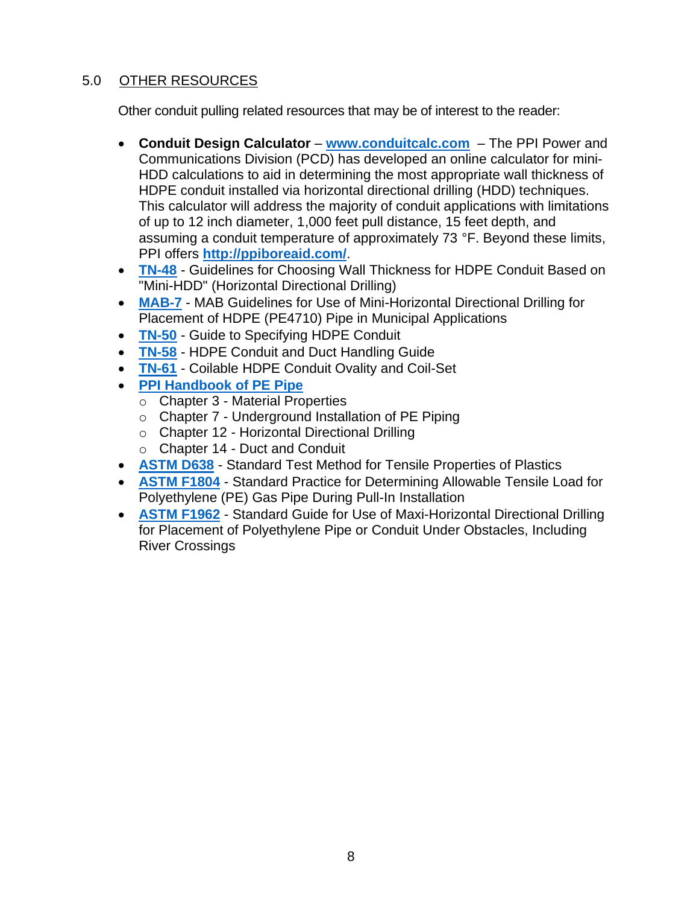## 5.0 OTHER RESOURCES

Other conduit pulling related resources that may be of interest to the reader:

- **Conduit Design Calculator** – **www.conduitcalc.com** – The PPI Power and Communications Division (PCD) has developed an online calculator for mini-HDD calculations to aid in determining the most appropriate wall thickness of HDPE conduit installed via horizontal directional drilling (HDD) techniques. This calculator will address the majority of conduit applications with limitations of up to 12 inch diameter, 1,000 feet pull distance, 15 feet depth, and assuming a conduit temperature of approximately 73 °F. Beyond these limits, PPI offers **http://ppiboreaid.com/**.
- **TN-48** - Guidelines for Choosing Wall Thickness for HDPE Conduit Based on "Mini-HDD" (Horizontal Directional Drilling)
- **MAB-7** - MAB Guidelines for Use of Mini-Horizontal Directional Drilling for Placement of HDPE (PE4710) Pipe in Municipal Applications
- **TN-50** - Guide to Specifying HDPE Conduit
- **TN-58** - HDPE Conduit and Duct Handling Guide
- **TN-61** - Coilable HDPE Conduit Ovality and Coil-Set
- **PPI Handbook of PE Pipe**
  - Chapter 3 - Material Properties
  - Chapter 7 - Underground Installation of PE Piping
  - Chapter 12 - Horizontal Directional Drilling
  - Chapter 14 - Duct and Conduit
- **ASTM D638** - Standard Test Method for Tensile Properties of Plastics
- **ASTM F1804** - Standard Practice for Determining Allowable Tensile Load for Polyethylene (PE) Gas Pipe During Pull-In Installation
- **ASTM F1962** - Standard Guide for Use of Maxi-Horizontal Directional Drilling for Placement of Polyethylene Pipe or Conduit Under Obstacles, Including River Crossings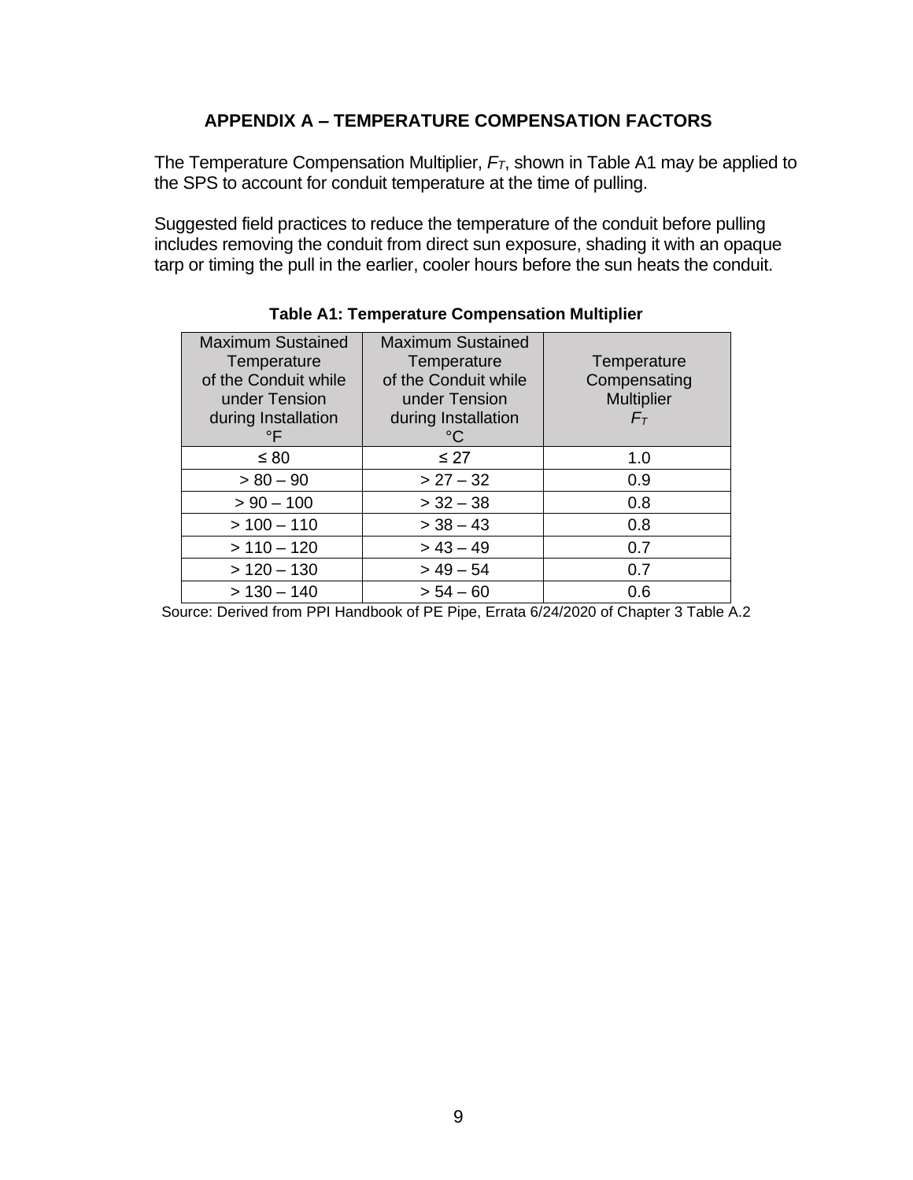## APPENDIX A – TEMPERATURE COMPENSATION FACTORS

The Temperature Compensation Multiplier, $F_T$, shown in Table A1 may be applied to the SPS to account for conduit temperature at the time of pulling.

Suggested field practices to reduce the temperature of the conduit before pulling includes removing the conduit from direct sun exposure, shading it with an opaque tarp or timing the pull in the earlier, cooler hours before the sun heats the conduit.

**Table A1: Temperature Compensation Multiplier**

| Maximum Sustained Temperature of the Conduit while under Tension during Installation °F | Maximum Sustained Temperature of the Conduit while under Tension during Installation °C | Temperature Compensating Multiplier $F_T$ |
|---|---|---|
| ≤ 80 | ≤ 27 | 1.0 |
| > 80 – 90 | > 27 – 32 | 0.9 |
| > 90 – 100 | > 32 – 38 | 0.8 |
| > 100 – 110 | > 38 – 43 | 0.8 |
| > 110 – 120 | > 43 – 49 | 0.7 |
| > 120 – 130 | > 49 – 54 | 0.7 |
| > 130 – 140 | > 54 – 60 | 0.6 |

Source: Derived from PPI Handbook of PE Pipe, Errata 6/24/2020 of Chapter 3 Table A.2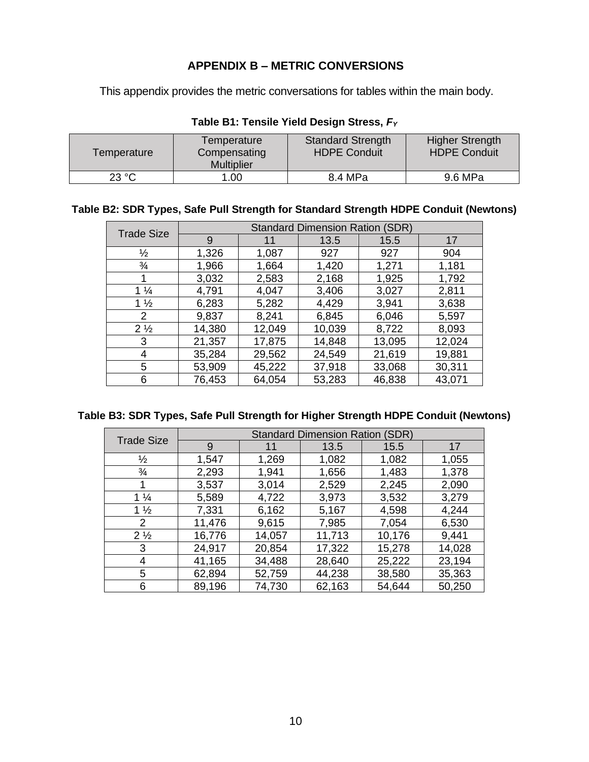# APPENDIX B – METRIC CONVERSIONS

This appendix provides the metric conversations for tables within the main body.

**Table B1: Tensile Yield Design Stress, $F_Y$**

| Temperature | Temperature Compensating Multiplier | Standard Strength HDPE Conduit | Higher Strength HDPE Conduit |
|---|---|---|---|
| 23 °C | 1.00 | 8.4 MPa | 9.6 MPa |

**Table B2: SDR Types, Safe Pull Strength for Standard Strength HDPE Conduit (Newtons)**

| Trade Size | Standard Dimension Ration (SDR) | | | | |
|---|---|---|---|---|---|
| | 9 | 11 | 13.5 | 15.5 | 17 |
| ½ | 1,326 | 1,087 | 927 | 927 | 904 |
| ¾ | 1,966 | 1,664 | 1,420 | 1,271 | 1,181 |
| 1 | 3,032 | 2,583 | 2,168 | 1,925 | 1,792 |
| 1 ¼ | 4,791 | 4,047 | 3,406 | 3,027 | 2,811 |
| 1 ½ | 6,283 | 5,282 | 4,429 | 3,941 | 3,638 |
| 2 | 9,837 | 8,241 | 6,845 | 6,046 | 5,597 |
| 2 ½ | 14,380 | 12,049 | 10,039 | 8,722 | 8,093 |
| 3 | 21,357 | 17,875 | 14,848 | 13,095 | 12,024 |
| 4 | 35,284 | 29,562 | 24,549 | 21,619 | 19,881 |
| 5 | 53,909 | 45,222 | 37,918 | 33,068 | 30,311 |
| 6 | 76,453 | 64,054 | 53,283 | 46,838 | 43,071 |

**Table B3: SDR Types, Safe Pull Strength for Higher Strength HDPE Conduit (Newtons)**

| Trade Size | Standard Dimension Ration (SDR) | | | | |
|---|---|---|---|---|---|
| | 9 | 11 | 13.5 | 15.5 | 17 |
| ½ | 1,547 | 1,269 | 1,082 | 1,082 | 1,055 |
| ¾ | 2,293 | 1,941 | 1,656 | 1,483 | 1,378 |
| 1 | 3,537 | 3,014 | 2,529 | 2,245 | 2,090 |
| 1 ¼ | 5,589 | 4,722 | 3,973 | 3,532 | 3,279 |
| 1 ½ | 7,331 | 6,162 | 5,167 | 4,598 | 4,244 |
| 2 | 11,476 | 9,615 | 7,985 | 7,054 | 6,530 |
| 2 ½ | 16,776 | 14,057 | 11,713 | 10,176 | 9,441 |
| 3 | 24,917 | 20,854 | 17,322 | 15,278 | 14,028 |
| 4 | 41,165 | 34,488 | 28,640 | 25,222 | 23,194 |
| 5 | 62,894 | 52,759 | 44,238 | 38,580 | 35,363 |
| 6 | 89,196 | 74,730 | 62,163 | 54,644 | 50,250 |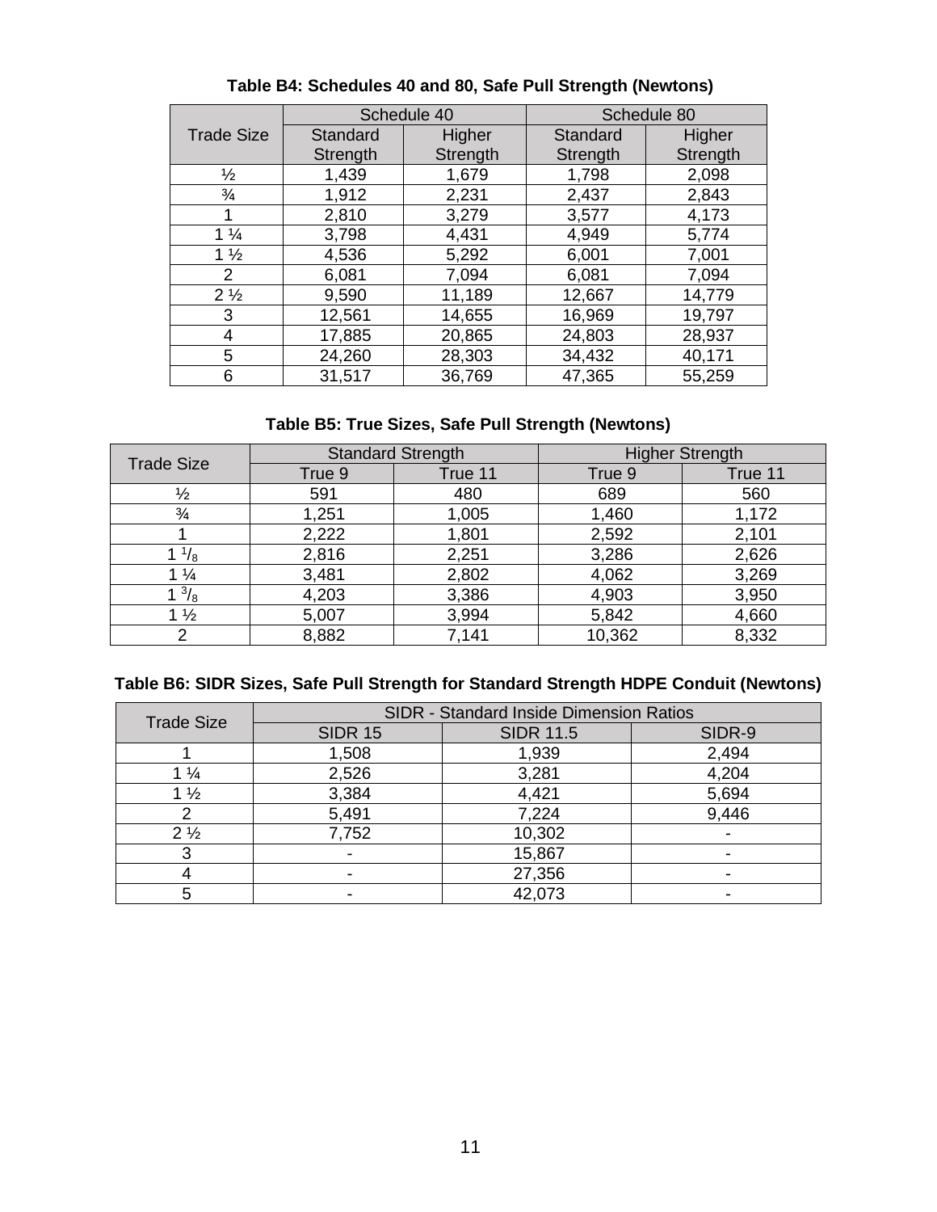**Table B4: Schedules 40 and 80, Safe Pull Strength (Newtons)**

| Trade Size | Schedule 40 | | Schedule 80 | |
|---|---|---|---|---|
| | Standard Strength | Higher Strength | Standard Strength | Higher Strength |
| ½ | 1,439 | 1,679 | 1,798 | 2,098 |
| ¾ | 1,912 | 2,231 | 2,437 | 2,843 |
| 1 | 2,810 | 3,279 | 3,577 | 4,173 |
| 1 ¼ | 3,798 | 4,431 | 4,949 | 5,774 |
| 1 ½ | 4,536 | 5,292 | 6,001 | 7,001 |
| 2 | 6,081 | 7,094 | 6,081 | 7,094 |
| 2 ½ | 9,590 | 11,189 | 12,667 | 14,779 |
| 3 | 12,561 | 14,655 | 16,969 | 19,797 |
| 4 | 17,885 | 20,865 | 24,803 | 28,937 |
| 5 | 24,260 | 28,303 | 34,432 | 40,171 |
| 6 | 31,517 | 36,769 | 47,365 | 55,259 |

**Table B5: True Sizes, Safe Pull Strength (Newtons)**

| Trade Size | Standard Strength | | Higher Strength | |
|---|---|---|---|---|
| | True 9 | True 11 | True 9 | True 11 |
| ½ | 591 | 480 | 689 | 560 |
| ¾ | 1,251 | 1,005 | 1,460 | 1,172 |
| 1 | 2,222 | 1,801 | 2,592 | 2,101 |
| 1 1/8 | 2,816 | 2,251 | 3,286 | 2,626 |
| 1 ¼ | 3,481 | 2,802 | 4,062 | 3,269 |
| 1 3/8 | 4,203 | 3,386 | 4,903 | 3,950 |
| 1 ½ | 5,007 | 3,994 | 5,842 | 4,660 |
| 2 | 8,882 | 7,141 | 10,362 | 8,332 |

**Table B6: SIDR Sizes, Safe Pull Strength for Standard Strength HDPE Conduit (Newtons)**

| Trade Size | SIDR - Standard Inside Dimension Ratios | | |
|---|---|---|---|
| | SIDR 15 | SIDR 11.5 | SIDR-9 |
| 1 | 1,508 | 1,939 | 2,494 |
| 1 ¼ | 2,526 | 3,281 | 4,204 |
| 1 ½ | 3,384 | 4,421 | 5,694 |
| 2 | 5,491 | 7,224 | 9,446 |
| 2 ½ | 7,752 | 10,302 | - |
| 3 | - | 15,867 | - |
| 4 | - | 27,356 | - |
| 5 | - | 42,073 | - |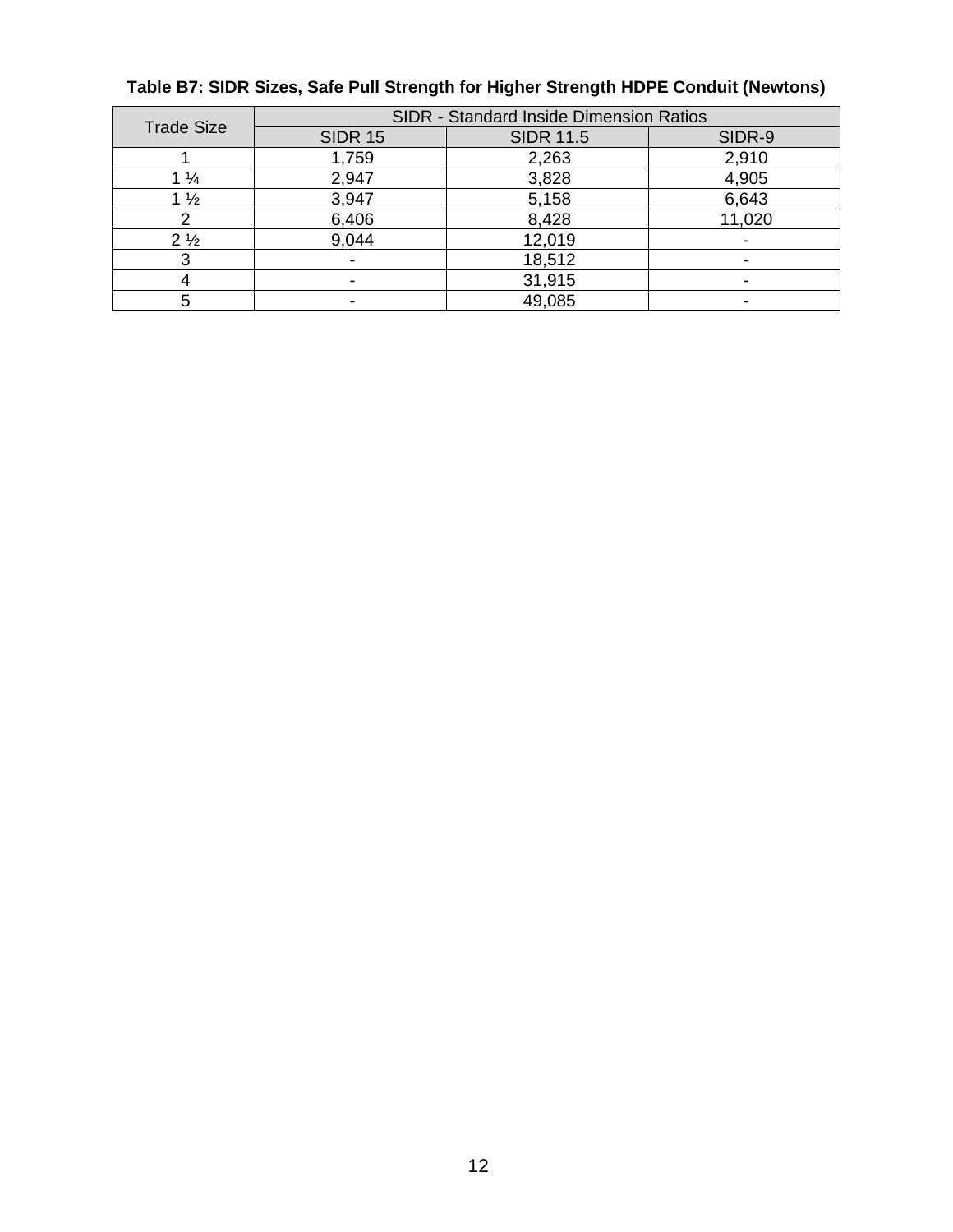**Table B7: SIDR Sizes, Safe Pull Strength for Higher Strength HDPE Conduit (Newtons)**

| Trade Size | SIDR - Standard Inside Dimension Ratios | | |
|---|---|---|---|
| | SIDR 15 | SIDR 11.5 | SIDR-9 |
| 1 | 1,759 | 2,263 | 2,910 |
| 1 ¼ | 2,947 | 3,828 | 4,905 |
| 1 ½ | 3,947 | 5,158 | 6,643 |
| 2 | 6,406 | 8,428 | 11,020 |
| 2 ½ | 9,044 | 12,019 | - |
| 3 | - | 18,512 | - |
| 4 | - | 31,915 | - |
| 5 | - | 49,085 | - |